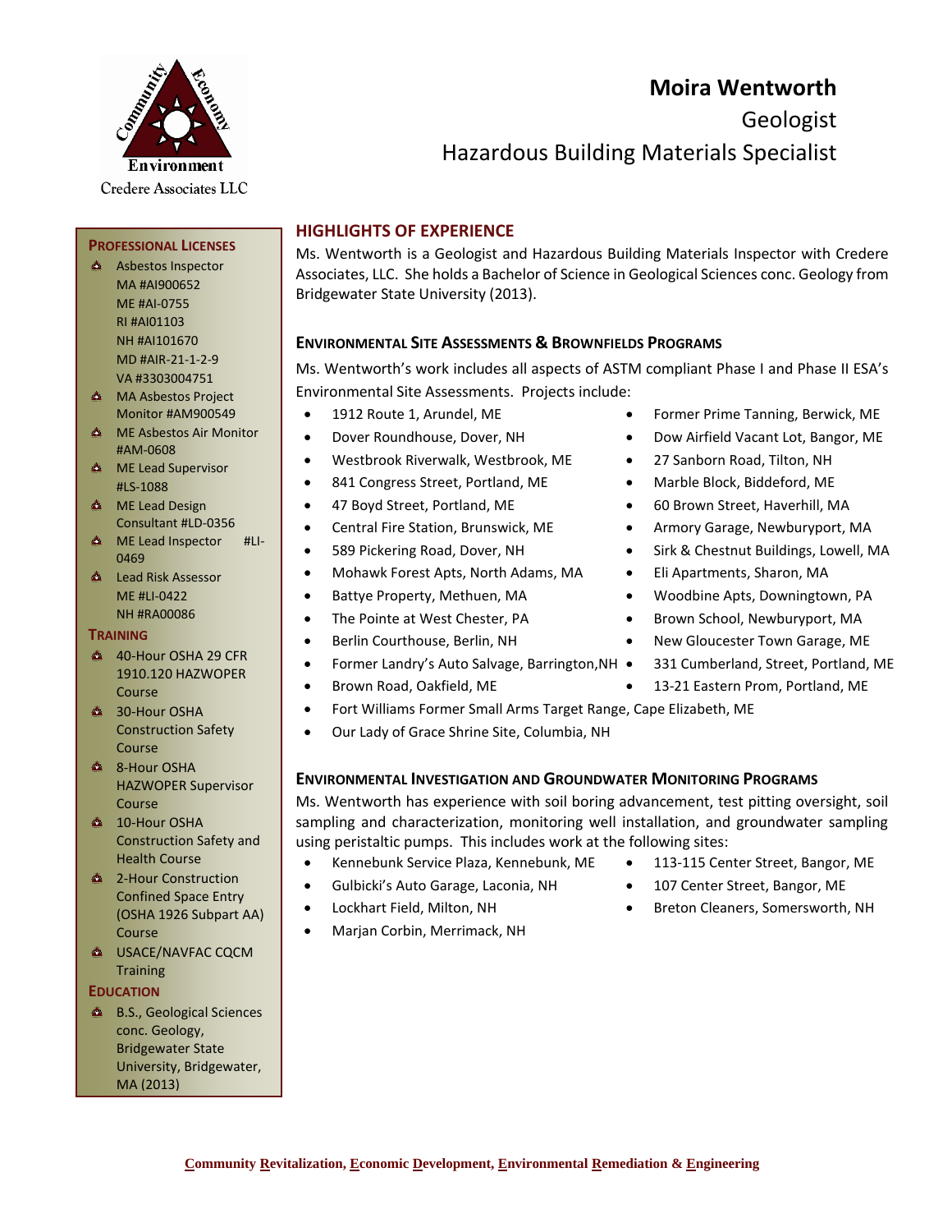Credere Associates LLC

# Moira Wentworth

Geologist

Hazardous Building Materials Specialist

## Professional Licenses

- Asbestos Inspector
  MA #AI900652
  ME #AI-0755
  RI #AI01103
  NH #AI101670
  MD #AIR-21-1-2-9
  VA #3303004751
- MA Asbestos Project Monitor #AM900549
- ME Asbestos Air Monitor #AM-0608
- ME Lead Supervisor #LS-1088
- ME Lead Design Consultant #LD-0356
- ME Lead Inspector #LI-0469
- Lead Risk Assessor
  ME #LI-0422
  NH #RA00086

## Training

- 40-Hour OSHA 29 CFR 1910.120 HAZWOPER Course
- 30-Hour OSHA Construction Safety Course
- 8-Hour OSHA HAZWOPER Supervisor Course
- 10-Hour OSHA Construction Safety and Health Course
- 2-Hour Construction Confined Space Entry (OSHA 1926 Subpart AA) Course
- USACE/NAVFAC CQCM Training

## Education

- B.S., Geological Sciences conc. Geology, Bridgewater State University, Bridgewater, MA (2013)

## Highlights of Experience

Ms. Wentworth is a Geologist and Hazardous Building Materials Inspector with Credere Associates, LLC. She holds a Bachelor of Science in Geological Sciences conc. Geology from Bridgewater State University (2013).

### Environmental Site Assessments & Brownfields Programs

Ms. Wentworth's work includes all aspects of ASTM compliant Phase I and Phase II ESA's Environmental Site Assessments. Projects include:

- 1912 Route 1, Arundel, ME
- Dover Roundhouse, Dover, NH
- Westbrook Riverwalk, Westbrook, ME
- 841 Congress Street, Portland, ME
- 47 Boyd Street, Portland, ME
- Central Fire Station, Brunswick, ME
- 589 Pickering Road, Dover, NH
- Mohawk Forest Apts, North Adams, MA
- Battye Property, Methuen, MA
- The Pointe at West Chester, PA
- Berlin Courthouse, Berlin, NH
- Former Landry's Auto Salvage, Barrington,NH
- Brown Road, Oakfield, ME
- Former Prime Tanning, Berwick, ME
- Dow Airfield Vacant Lot, Bangor, ME
- 27 Sanborn Road, Tilton, NH
- Marble Block, Biddeford, ME
- 60 Brown Street, Haverhill, MA
- Armory Garage, Newburyport, MA
- Sirk & Chestnut Buildings, Lowell, MA
- Eli Apartments, Sharon, MA
- Woodbine Apts, Downingtown, PA
- Brown School, Newburyport, MA
- New Gloucester Town Garage, ME
- 331 Cumberland, Street, Portland, ME
- 13-21 Eastern Prom, Portland, ME
- Fort Williams Former Small Arms Target Range, Cape Elizabeth, ME
- Our Lady of Grace Shrine Site, Columbia, NH

### Environmental Investigation and Groundwater Monitoring Programs

Ms. Wentworth has experience with soil boring advancement, test pitting oversight, soil sampling and characterization, monitoring well installation, and groundwater sampling using peristaltic pumps. This includes work at the following sites:

- Kennebunk Service Plaza, Kennebunk, ME
- Gulbicki's Auto Garage, Laconia, NH
- Lockhart Field, Milton, NH
- Marjan Corbin, Merrimack, NH
- 113-115 Center Street, Bangor, ME
- 107 Center Street, Bangor, ME
- Breton Cleaners, Somersworth, NH

Community Revitalization, Economic Development, Environmental Remediation & Engineering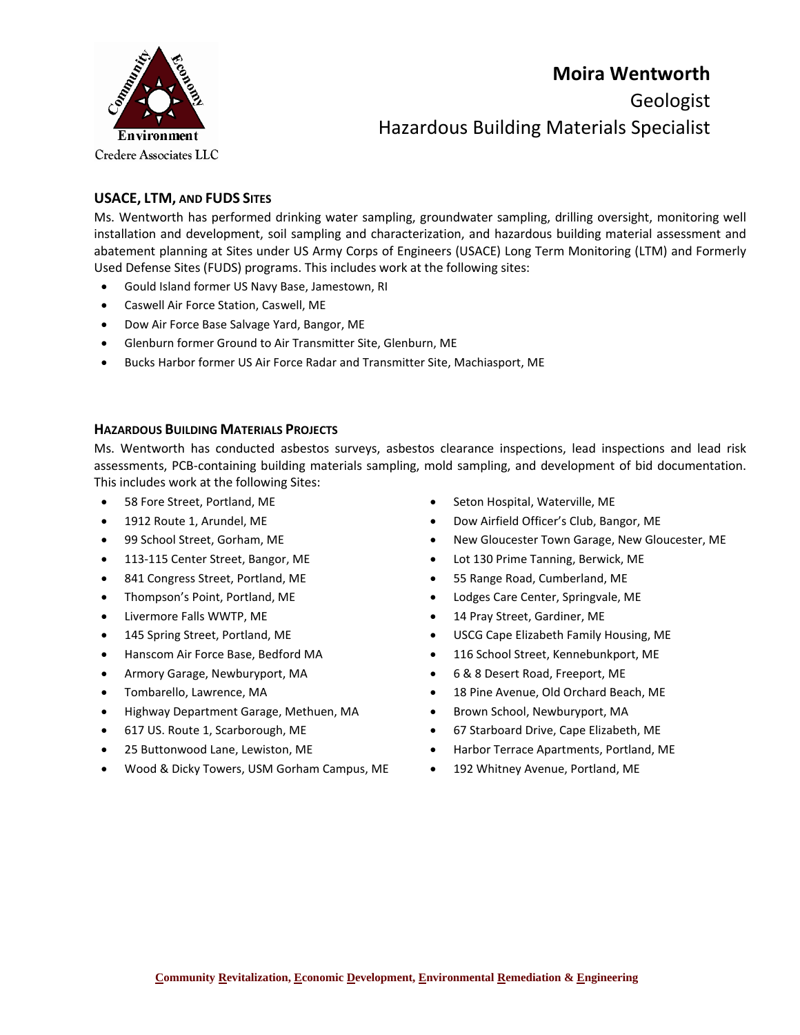**Moira Wentworth**
Geologist
Hazardous Building Materials Specialist

Credere Associates LLC

### USACE, LTM, AND FUDS SITES

Ms. Wentworth has performed drinking water sampling, groundwater sampling, drilling oversight, monitoring well installation and development, soil sampling and characterization, and hazardous building material assessment and abatement planning at Sites under US Army Corps of Engineers (USACE) Long Term Monitoring (LTM) and Formerly Used Defense Sites (FUDS) programs. This includes work at the following sites:

- Gould Island former US Navy Base, Jamestown, RI
- Caswell Air Force Station, Caswell, ME
- Dow Air Force Base Salvage Yard, Bangor, ME
- Glenburn former Ground to Air Transmitter Site, Glenburn, ME
- Bucks Harbor former US Air Force Radar and Transmitter Site, Machiasport, ME

### HAZARDOUS BUILDING MATERIALS PROJECTS

Ms. Wentworth has conducted asbestos surveys, asbestos clearance inspections, lead inspections and lead risk assessments, PCB-containing building materials sampling, mold sampling, and development of bid documentation. This includes work at the following Sites:

- 58 Fore Street, Portland, ME
- 1912 Route 1, Arundel, ME
- 99 School Street, Gorham, ME
- 113-115 Center Street, Bangor, ME
- 841 Congress Street, Portland, ME
- Thompson's Point, Portland, ME
- Livermore Falls WWTP, ME
- 145 Spring Street, Portland, ME
- Hanscom Air Force Base, Bedford MA
- Armory Garage, Newburyport, MA
- Tombarello, Lawrence, MA
- Highway Department Garage, Methuen, MA
- 617 US. Route 1, Scarborough, ME
- 25 Buttonwood Lane, Lewiston, ME
- Wood & Dicky Towers, USM Gorham Campus, ME
- Seton Hospital, Waterville, ME
- Dow Airfield Officer's Club, Bangor, ME
- New Gloucester Town Garage, New Gloucester, ME
- Lot 130 Prime Tanning, Berwick, ME
- 55 Range Road, Cumberland, ME
- Lodges Care Center, Springvale, ME
- 14 Pray Street, Gardiner, ME
- USCG Cape Elizabeth Family Housing, ME
- 116 School Street, Kennebunkport, ME
- 6 & 8 Desert Road, Freeport, ME
- 18 Pine Avenue, Old Orchard Beach, ME
- Brown School, Newburyport, MA
- 67 Starboard Drive, Cape Elizabeth, ME
- Harbor Terrace Apartments, Portland, ME
- 192 Whitney Avenue, Portland, ME